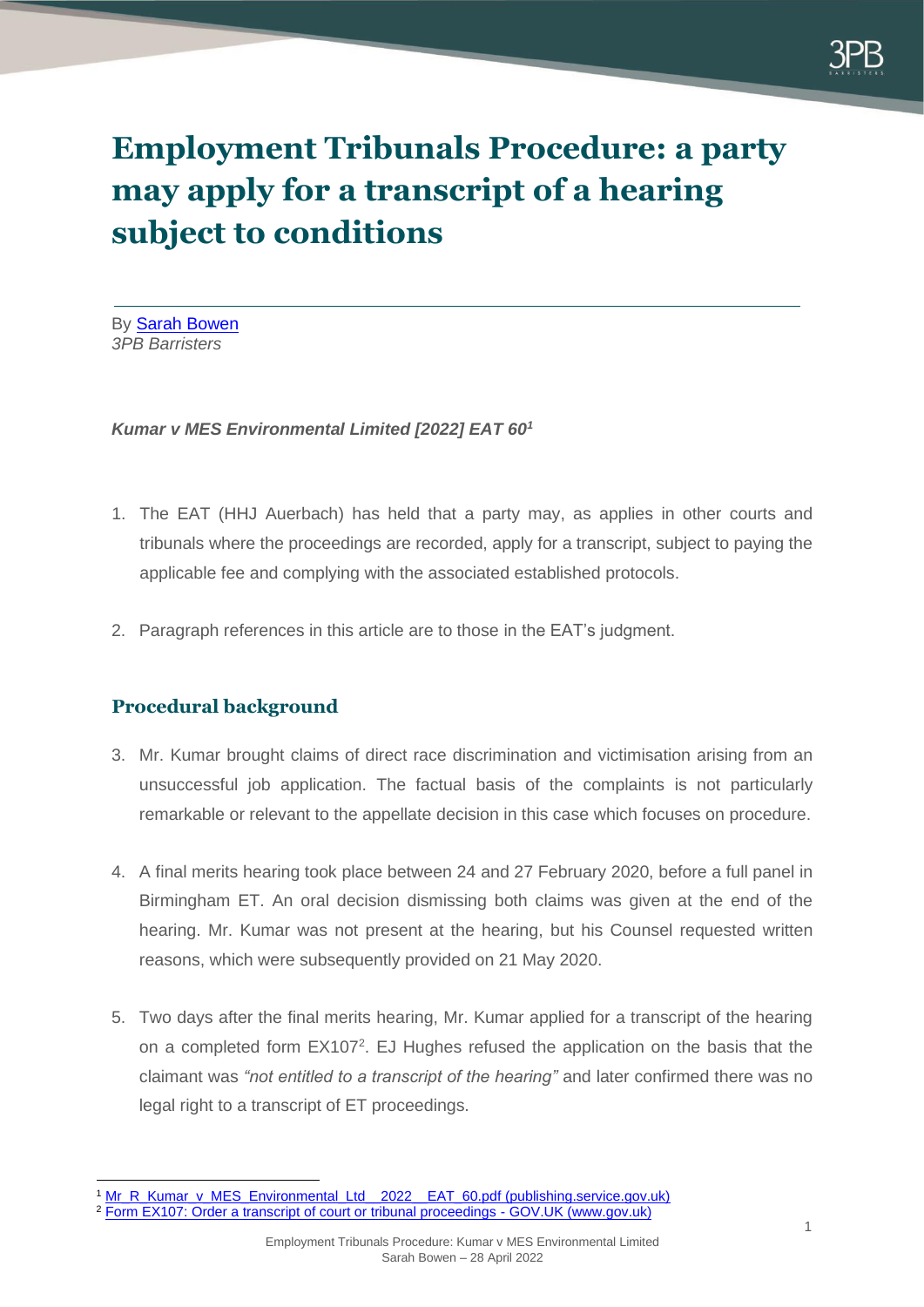# Employment Tribunals Procedure: a party may apply for a transcript of a hearing subject to conditions

By [Sarah Bowen](Sarah Bowen)
*3PB Barristers*

***Kumar v MES Environmental Limited [2022] EAT 60[1]***

1. The EAT (HHJ Auerbach) has held that a party may, as applies in other courts and tribunals where the proceedings are recorded, apply for a transcript, subject to paying the applicable fee and complying with the associated established protocols.

2. Paragraph references in this article are to those in the EAT's judgment.

## Procedural background

3. Mr. Kumar brought claims of direct race discrimination and victimisation arising from an unsuccessful job application. The factual basis of the complaints is not particularly remarkable or relevant to the appellate decision in this case which focuses on procedure.

4. A final merits hearing took place between 24 and 27 February 2020, before a full panel in Birmingham ET. An oral decision dismissing both claims was given at the end of the hearing. Mr. Kumar was not present at the hearing, but his Counsel requested written reasons, which were subsequently provided on 21 May 2020.

5. Two days after the final merits hearing, Mr. Kumar applied for a transcript of the hearing on a completed form EX107[2]. EJ Hughes refused the application on the basis that the claimant was *"not entitled to a transcript of the hearing"* and later confirmed there was no legal right to a transcript of ET proceedings.

---

[1] Mr_R_Kumar_v_MES_Environmental_Ltd__2022__EAT_60.pdf (publishing.service.gov.uk)

[2] Form EX107: Order a transcript of court or tribunal proceedings - GOV.UK (www.gov.uk)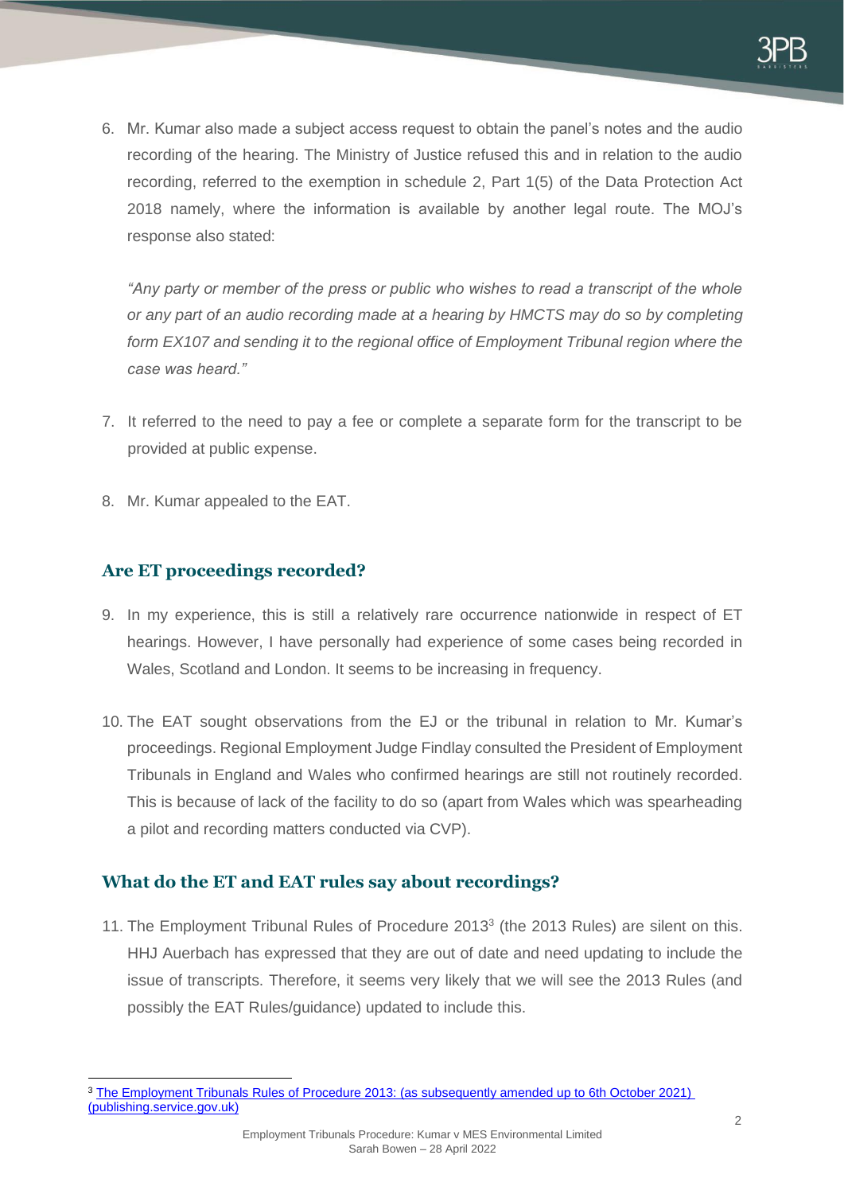6. Mr. Kumar also made a subject access request to obtain the panel's notes and the audio recording of the hearing. The Ministry of Justice refused this and in relation to the audio recording, referred to the exemption in schedule 2, Part 1(5) of the Data Protection Act 2018 namely, where the information is available by another legal route. The MOJ's response also stated:

   *"Any party or member of the press or public who wishes to read a transcript of the whole or any part of an audio recording made at a hearing by HMCTS may do so by completing form EX107 and sending it to the regional office of Employment Tribunal region where the case was heard."*

7. It referred to the need to pay a fee or complete a separate form for the transcript to be provided at public expense.

8. Mr. Kumar appealed to the EAT.

## Are ET proceedings recorded?

9. In my experience, this is still a relatively rare occurrence nationwide in respect of ET hearings. However, I have personally had experience of some cases being recorded in Wales, Scotland and London. It seems to be increasing in frequency.

10. The EAT sought observations from the EJ or the tribunal in relation to Mr. Kumar's proceedings. Regional Employment Judge Findlay consulted the President of Employment Tribunals in England and Wales who confirmed hearings are still not routinely recorded. This is because of lack of the facility to do so (apart from Wales which was spearheading a pilot and recording matters conducted via CVP).

## What do the ET and EAT rules say about recordings?

11. The Employment Tribunal Rules of Procedure 2013[3] (the 2013 Rules) are silent on this. HHJ Auerbach has expressed that they are out of date and need updating to include the issue of transcripts. Therefore, it seems very likely that we will see the 2013 Rules (and possibly the EAT Rules/guidance) updated to include this.

---

[3] The Employment Tribunals Rules of Procedure 2013: (as subsequently amended up to 6th October 2021) (publishing.service.gov.uk)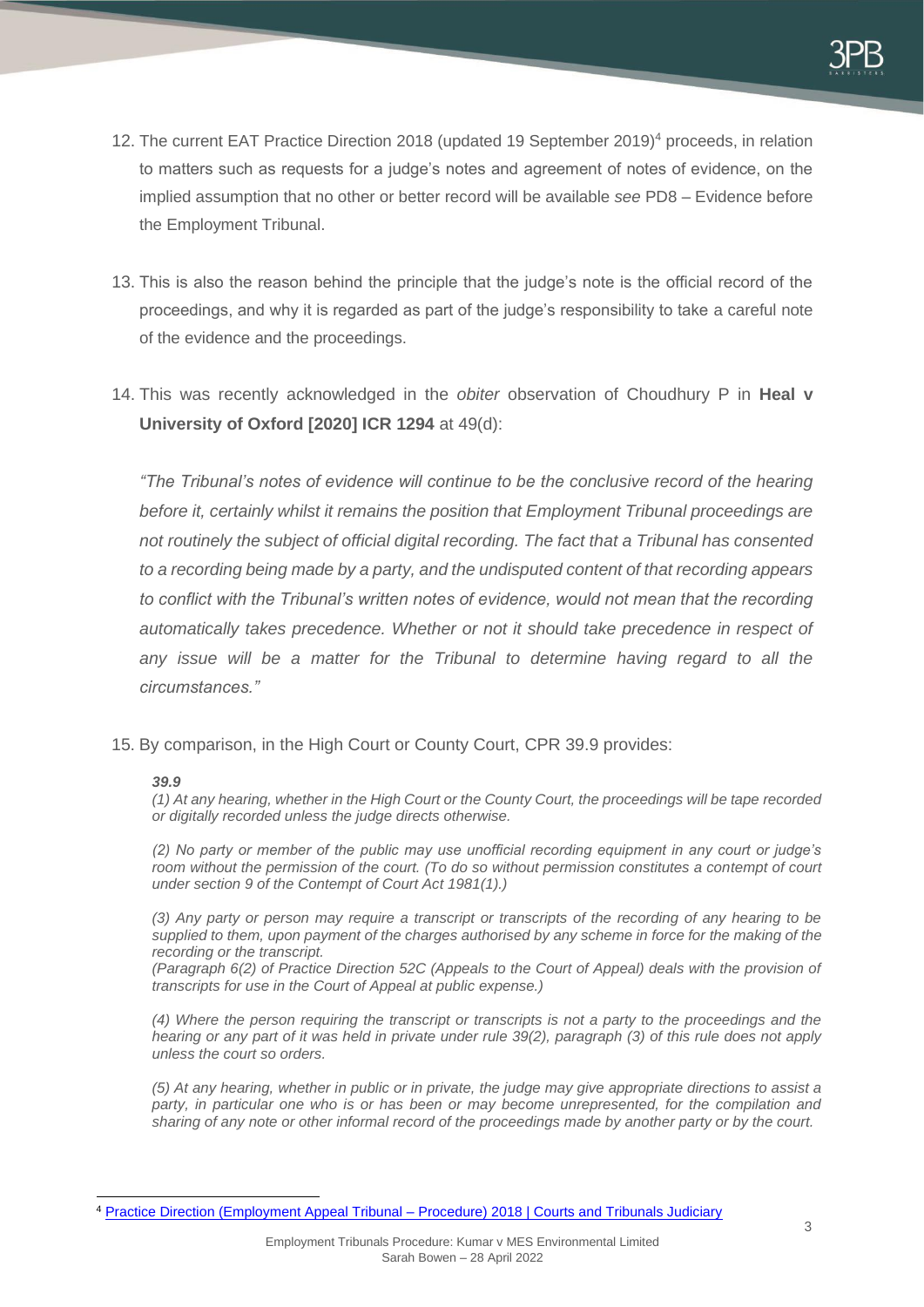12. The current EAT Practice Direction 2018 (updated 19 September 2019)[4] proceeds, in relation to matters such as requests for a judge's notes and agreement of notes of evidence, on the implied assumption that no other or better record will be available *see* PD8 – Evidence before the Employment Tribunal.

13. This is also the reason behind the principle that the judge's note is the official record of the proceedings, and why it is regarded as part of the judge's responsibility to take a careful note of the evidence and the proceedings.

14. This was recently acknowledged in the *obiter* observation of Choudhury P in **Heal v University of Oxford [2020] ICR 1294** at 49(d):

    *"The Tribunal's notes of evidence will continue to be the conclusive record of the hearing before it, certainly whilst it remains the position that Employment Tribunal proceedings are not routinely the subject of official digital recording. The fact that a Tribunal has consented to a recording being made by a party, and the undisputed content of that recording appears to conflict with the Tribunal's written notes of evidence, would not mean that the recording automatically takes precedence. Whether or not it should take precedence in respect of any issue will be a matter for the Tribunal to determine having regard to all the circumstances."*

15. By comparison, in the High Court or County Court, CPR 39.9 provides:

    ***39.9***

    *(1) At any hearing, whether in the High Court or the County Court, the proceedings will be tape recorded or digitally recorded unless the judge directs otherwise.*

    *(2) No party or member of the public may use unofficial recording equipment in any court or judge's room without the permission of the court. (To do so without permission constitutes a contempt of court under section 9 of the Contempt of Court Act 1981(1).)*

    *(3) Any party or person may require a transcript or transcripts of the recording of any hearing to be supplied to them, upon payment of the charges authorised by any scheme in force for the making of the recording or the transcript.*
    *(Paragraph 6(2) of Practice Direction 52C (Appeals to the Court of Appeal) deals with the provision of transcripts for use in the Court of Appeal at public expense.)*

    *(4) Where the person requiring the transcript or transcripts is not a party to the proceedings and the hearing or any part of it was held in private under rule 39(2), paragraph (3) of this rule does not apply unless the court so orders.*

    *(5) At any hearing, whether in public or in private, the judge may give appropriate directions to assist a party, in particular one who is or has been or may become unrepresented, for the compilation and sharing of any note or other informal record of the proceedings made by another party or by the court.*

---

[4] Practice Direction (Employment Appeal Tribunal – Procedure) 2018 | Courts and Tribunals Judiciary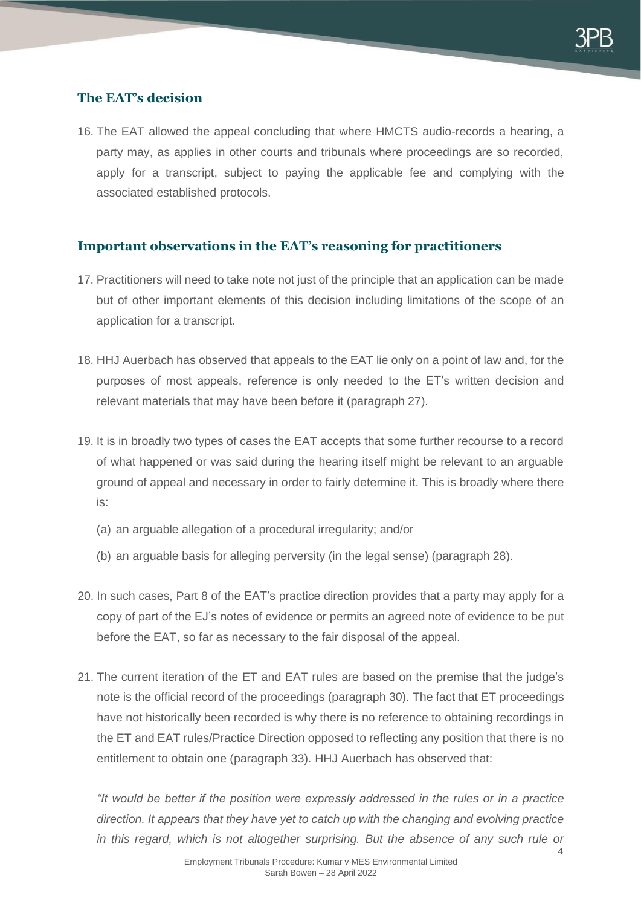## The EAT's decision

16. The EAT allowed the appeal concluding that where HMCTS audio-records a hearing, a party may, as applies in other courts and tribunals where proceedings are so recorded, apply for a transcript, subject to paying the applicable fee and complying with the associated established protocols.

## Important observations in the EAT's reasoning for practitioners

17. Practitioners will need to take note not just of the principle that an application can be made but of other important elements of this decision including limitations of the scope of an application for a transcript.

18. HHJ Auerbach has observed that appeals to the EAT lie only on a point of law and, for the purposes of most appeals, reference is only needed to the ET's written decision and relevant materials that may have been before it (paragraph 27).

19. It is in broadly two types of cases the EAT accepts that some further recourse to a record of what happened or was said during the hearing itself might be relevant to an arguable ground of appeal and necessary in order to fairly determine it. This is broadly where there is:

    (a) an arguable allegation of a procedural irregularity; and/or

    (b) an arguable basis for alleging perversity (in the legal sense) (paragraph 28).

20. In such cases, Part 8 of the EAT's practice direction provides that a party may apply for a copy of part of the EJ's notes of evidence or permits an agreed note of evidence to be put before the EAT, so far as necessary to the fair disposal of the appeal.

21. The current iteration of the ET and EAT rules are based on the premise that the judge's note is the official record of the proceedings (paragraph 30). The fact that ET proceedings have not historically been recorded is why there is no reference to obtaining recordings in the ET and EAT rules/Practice Direction opposed to reflecting any position that there is no entitlement to obtain one (paragraph 33). HHJ Auerbach has observed that:

    *"It would be better if the position were expressly addressed in the rules or in a practice direction. It appears that they have yet to catch up with the changing and evolving practice in this regard, which is not altogether surprising. But the absence of any such rule or*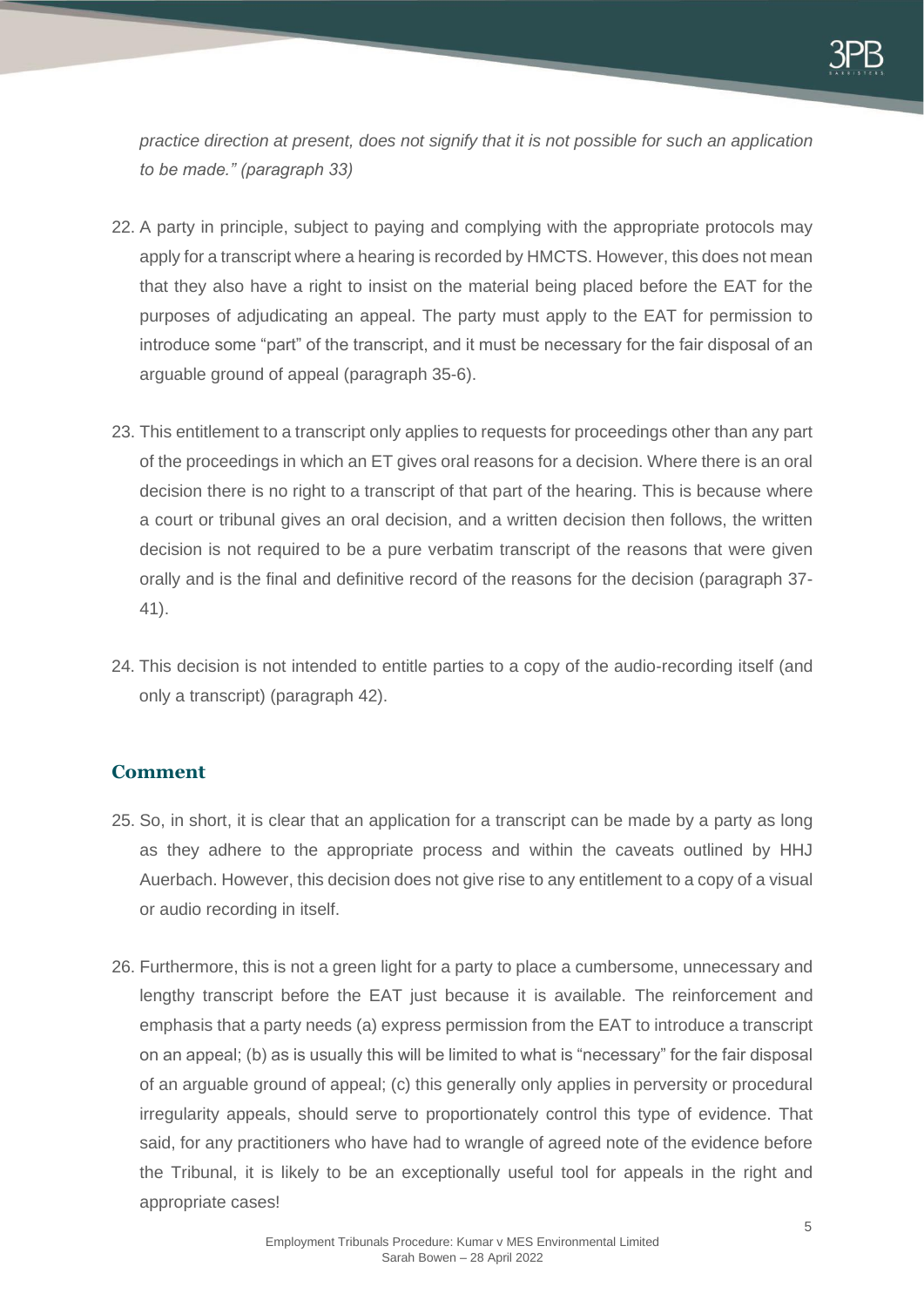*practice direction at present, does not signify that it is not possible for such an application to be made." (paragraph 33)*

22. A party in principle, subject to paying and complying with the appropriate protocols may apply for a transcript where a hearing is recorded by HMCTS. However, this does not mean that they also have a right to insist on the material being placed before the EAT for the purposes of adjudicating an appeal. The party must apply to the EAT for permission to introduce some "part" of the transcript, and it must be necessary for the fair disposal of an arguable ground of appeal (paragraph 35-6).

23. This entitlement to a transcript only applies to requests for proceedings other than any part of the proceedings in which an ET gives oral reasons for a decision. Where there is an oral decision there is no right to a transcript of that part of the hearing. This is because where a court or tribunal gives an oral decision, and a written decision then follows, the written decision is not required to be a pure verbatim transcript of the reasons that were given orally and is the final and definitive record of the reasons for the decision (paragraph 37-41).

24. This decision is not intended to entitle parties to a copy of the audio-recording itself (and only a transcript) (paragraph 42).

## Comment

25. So, in short, it is clear that an application for a transcript can be made by a party as long as they adhere to the appropriate process and within the caveats outlined by HHJ Auerbach. However, this decision does not give rise to any entitlement to a copy of a visual or audio recording in itself.

26. Furthermore, this is not a green light for a party to place a cumbersome, unnecessary and lengthy transcript before the EAT just because it is available. The reinforcement and emphasis that a party needs (a) express permission from the EAT to introduce a transcript on an appeal; (b) as is usually this will be limited to what is "necessary" for the fair disposal of an arguable ground of appeal; (c) this generally only applies in perversity or procedural irregularity appeals, should serve to proportionately control this type of evidence. That said, for any practitioners who have had to wrangle of agreed note of the evidence before the Tribunal, it is likely to be an exceptionally useful tool for appeals in the right and appropriate cases!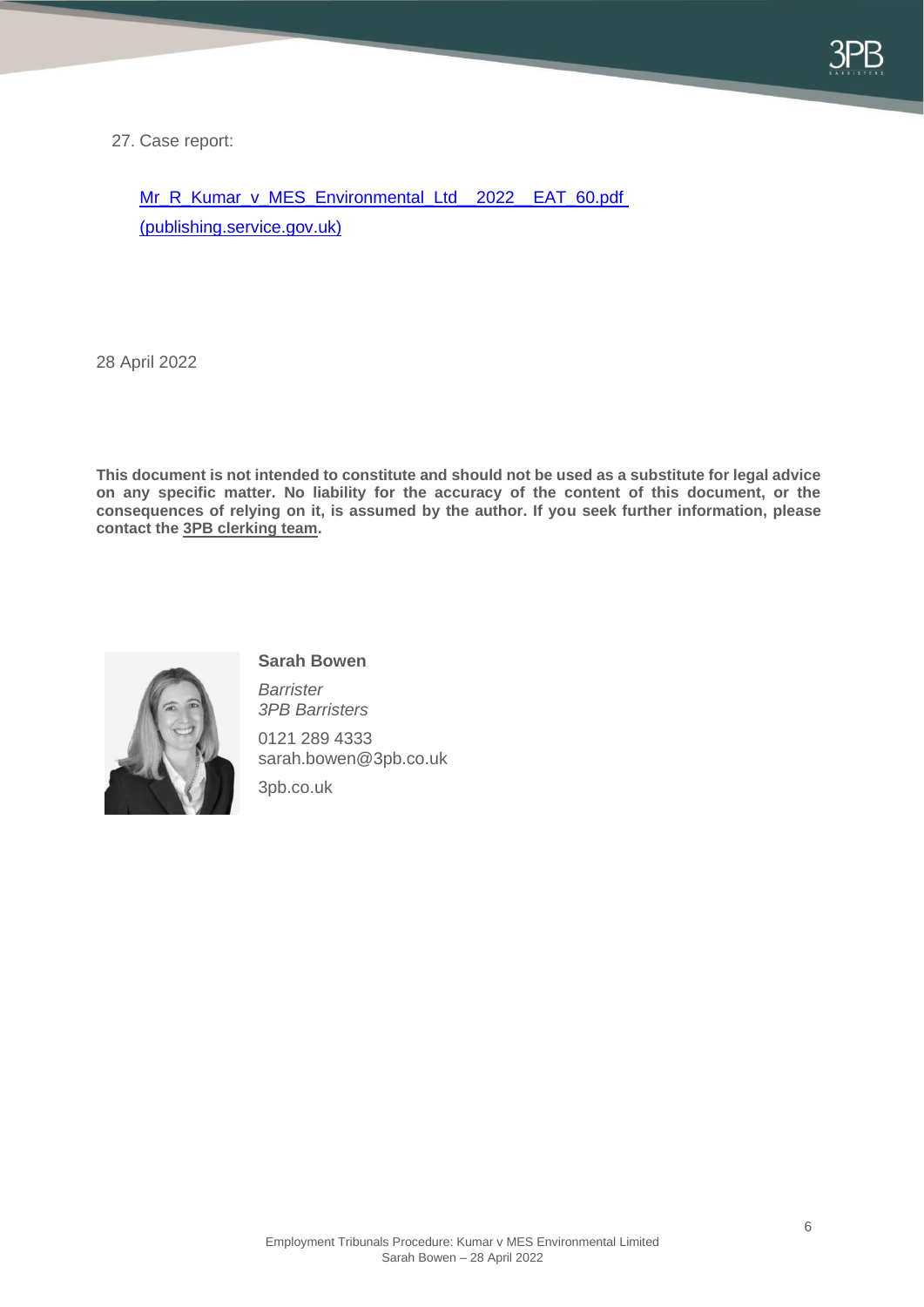27. Case report:

Mr_R_Kumar_v_MES_Environmental_Ltd__2022__EAT_60.pdf (publishing.service.gov.uk)

28 April 2022

**This document is not intended to constitute and should not be used as a substitute for legal advice on any specific matter. No liability for the accuracy of the content of this document, or the consequences of relying on it, is assumed by the author. If you seek further information, please contact the 3PB clerking team.**

**Sarah Bowen**

*Barrister*
*3PB Barristers*

0121 289 4333
sarah.bowen@3pb.co.uk

3pb.co.uk